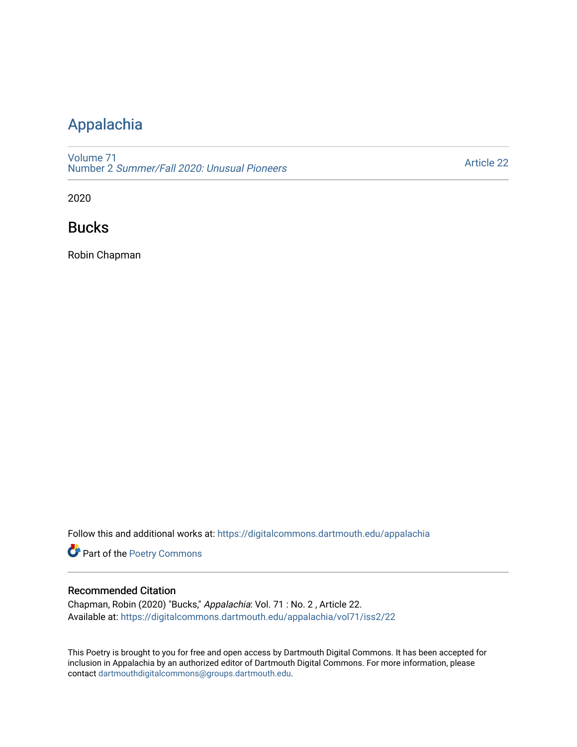# Appalachia

Volume 71
Number 2 *Summer/Fall 2020: Unusual Pioneers*

Article 22

2020

## Bucks

Robin Chapman

Follow this and additional works at: https://digitalcommons.dartmouth.edu/appalachia

Part of the Poetry Commons

### Recommended Citation

Chapman, Robin (2020) "Bucks," *Appalachia*: Vol. 71 : No. 2 , Article 22.
Available at: https://digitalcommons.dartmouth.edu/appalachia/vol71/iss2/22

This Poetry is brought to you for free and open access by Dartmouth Digital Commons. It has been accepted for inclusion in Appalachia by an authorized editor of Dartmouth Digital Commons. For more information, please contact dartmouthdigitalcommons@groups.dartmouth.edu.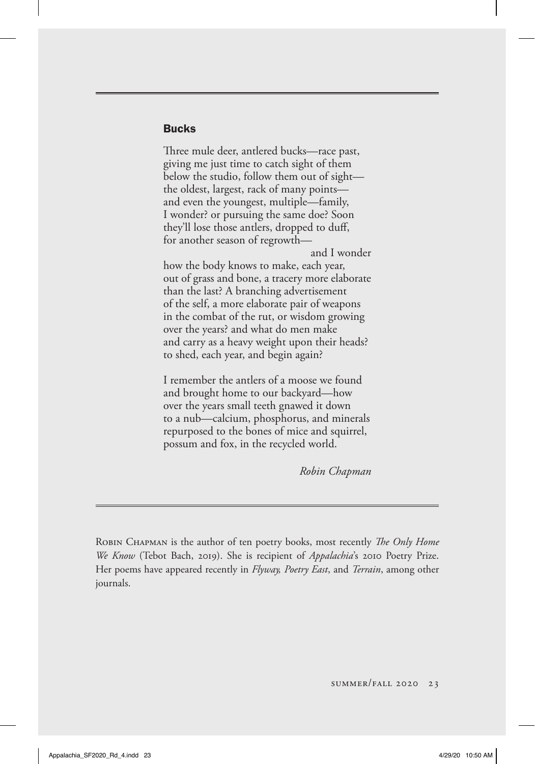### Bucks

Three mule deer, antlered bucks—race past,
giving me just time to catch sight of them
below the studio, follow them out of sight—
the oldest, largest, rack of many points—
and even the youngest, multiple—family,
I wonder? or pursuing the same doe? Soon
they'll lose those antlers, dropped to duff,
for another season of regrowth—
&nbsp;&nbsp;&nbsp;&nbsp;&nbsp;&nbsp;&nbsp;&nbsp;&nbsp;&nbsp;&nbsp;&nbsp;&nbsp;&nbsp;&nbsp;&nbsp;&nbsp;&nbsp;&nbsp;&nbsp;&nbsp;&nbsp;&nbsp;&nbsp;&nbsp;&nbsp;&nbsp;&nbsp;&nbsp;&nbsp;&nbsp;&nbsp;&nbsp;&nbsp;&nbsp;&nbsp;&nbsp;&nbsp;&nbsp;&nbsp;and I wonder
how the body knows to make, each year,
out of grass and bone, a tracery more elaborate
than the last? A branching advertisement
of the self, a more elaborate pair of weapons
in the combat of the rut, or wisdom growing
over the years? and what do men make
and carry as a heavy weight upon their heads?
to shed, each year, and begin again?

I remember the antlers of a moose we found
and brought home to our backyard—how
over the years small teeth gnawed it down
to a nub—calcium, phosphorus, and minerals
repurposed to the bones of mice and squirrel,
possum and fox, in the recycled world.

*Robin Chapman*

---

Robin Chapman is the author of ten poetry books, most recently *The Only Home We Know* (Tebot Bach, 2019). She is recipient of *Appalachia*'s 2010 Poetry Prize. Her poems have appeared recently in *Flyway, Poetry East*, and *Terrain*, among other journals.